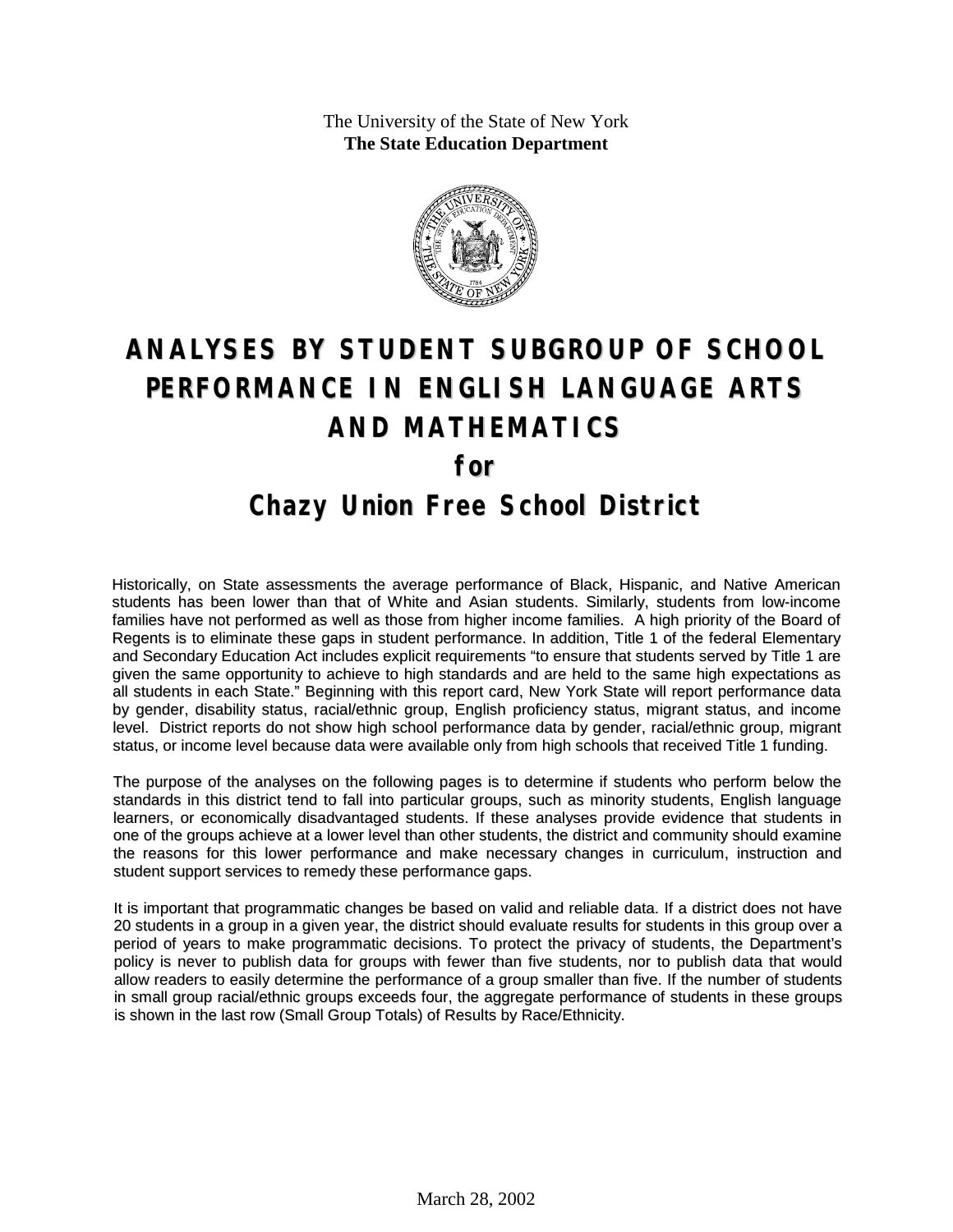The University of the State of New York
**The State Education Department**

# ANALYSES BY STUDENT SUBGROUP OF SCHOOL PERFORMANCE IN ENGLISH LANGUAGE ARTS AND MATHEMATICS

## for

## Chazy Union Free School District

Historically, on State assessments the average performance of Black, Hispanic, and Native American students has been lower than that of White and Asian students. Similarly, students from low-income families have not performed as well as those from higher income families. A high priority of the Board of Regents is to eliminate these gaps in student performance. In addition, Title 1 of the federal Elementary and Secondary Education Act includes explicit requirements "to ensure that students served by Title 1 are given the same opportunity to achieve to high standards and are held to the same high expectations as all students in each State." Beginning with this report card, New York State will report performance data by gender, disability status, racial/ethnic group, English proficiency status, migrant status, and income level. District reports do not show high school performance data by gender, racial/ethnic group, migrant status, or income level because data were available only from high schools that received Title 1 funding.

The purpose of the analyses on the following pages is to determine if students who perform below the standards in this district tend to fall into particular groups, such as minority students, English language learners, or economically disadvantaged students. If these analyses provide evidence that students in one of the groups achieve at a lower level than other students, the district and community should examine the reasons for this lower performance and make necessary changes in curriculum, instruction and student support services to remedy these performance gaps.

It is important that programmatic changes be based on valid and reliable data. If a district does not have 20 students in a group in a given year, the district should evaluate results for students in this group over a period of years to make programmatic decisions. To protect the privacy of students, the Department's policy is never to publish data for groups with fewer than five students, nor to publish data that would allow readers to easily determine the performance of a group smaller than five. If the number of students in small group racial/ethnic groups exceeds four, the aggregate performance of students in these groups is shown in the last row (Small Group Totals) of Results by Race/Ethnicity.

March 28, 2002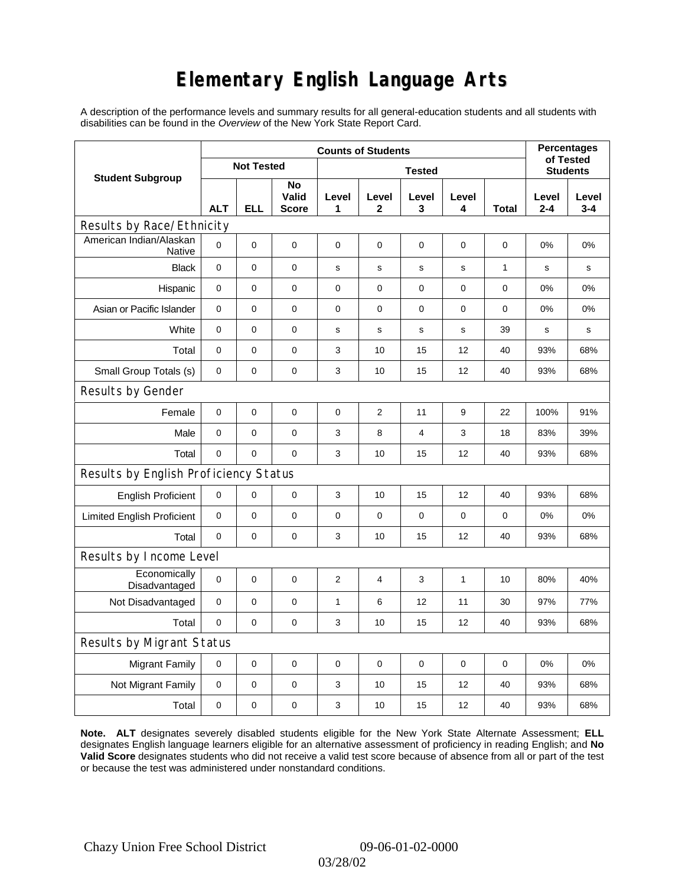# Elementary English Language Arts

A description of the performance levels and summary results for all general-education students and all students with disabilities can be found in the *Overview* of the New York State Report Card.

| Student Subgroup | Counts of Students | | | | | | | | Percentages of Tested Students | |
|---|---|---|---|---|---|---|---|---|---|---|
| | Not Tested | | | Tested | | | | | | |
| | ALT | ELL | No Valid Score | Level 1 | Level 2 | Level 3 | Level 4 | Total | Level 2-4 | Level 3-4 |
| **Results by Race/Ethnicity** | | | | | | | | | | |
| American Indian/Alaskan Native | 0 | 0 | 0 | 0 | 0 | 0 | 0 | 0 | 0% | 0% |
| Black | 0 | 0 | 0 | s | s | s | s | 1 | s | s |
| Hispanic | 0 | 0 | 0 | 0 | 0 | 0 | 0 | 0 | 0% | 0% |
| Asian or Pacific Islander | 0 | 0 | 0 | 0 | 0 | 0 | 0 | 0 | 0% | 0% |
| White | 0 | 0 | 0 | s | s | s | s | 39 | s | s |
| Total | 0 | 0 | 0 | 3 | 10 | 15 | 12 | 40 | 93% | 68% |
| Small Group Totals (s) | 0 | 0 | 0 | 3 | 10 | 15 | 12 | 40 | 93% | 68% |
| **Results by Gender** | | | | | | | | | | |
| Female | 0 | 0 | 0 | 0 | 2 | 11 | 9 | 22 | 100% | 91% |
| Male | 0 | 0 | 0 | 3 | 8 | 4 | 3 | 18 | 83% | 39% |
| Total | 0 | 0 | 0 | 3 | 10 | 15 | 12 | 40 | 93% | 68% |
| **Results by English Proficiency Status** | | | | | | | | | | |
| English Proficient | 0 | 0 | 0 | 3 | 10 | 15 | 12 | 40 | 93% | 68% |
| Limited English Proficient | 0 | 0 | 0 | 0 | 0 | 0 | 0 | 0 | 0% | 0% |
| Total | 0 | 0 | 0 | 3 | 10 | 15 | 12 | 40 | 93% | 68% |
| **Results by Income Level** | | | | | | | | | | |
| Economically Disadvantaged | 0 | 0 | 0 | 2 | 4 | 3 | 1 | 10 | 80% | 40% |
| Not Disadvantaged | 0 | 0 | 0 | 1 | 6 | 12 | 11 | 30 | 97% | 77% |
| Total | 0 | 0 | 0 | 3 | 10 | 15 | 12 | 40 | 93% | 68% |
| **Results by Migrant Status** | | | | | | | | | | |
| Migrant Family | 0 | 0 | 0 | 0 | 0 | 0 | 0 | 0 | 0% | 0% |
| Not Migrant Family | 0 | 0 | 0 | 3 | 10 | 15 | 12 | 40 | 93% | 68% |
| Total | 0 | 0 | 0 | 3 | 10 | 15 | 12 | 40 | 93% | 68% |

**Note. ALT** designates severely disabled students eligible for the New York State Alternate Assessment; **ELL** designates English language learners eligible for an alternative assessment of proficiency in reading English; and **No Valid Score** designates students who did not receive a valid test score because of absence from all or part of the test or because the test was administered under nonstandard conditions.

Chazy Union Free School District 09-06-01-02-0000

03/28/02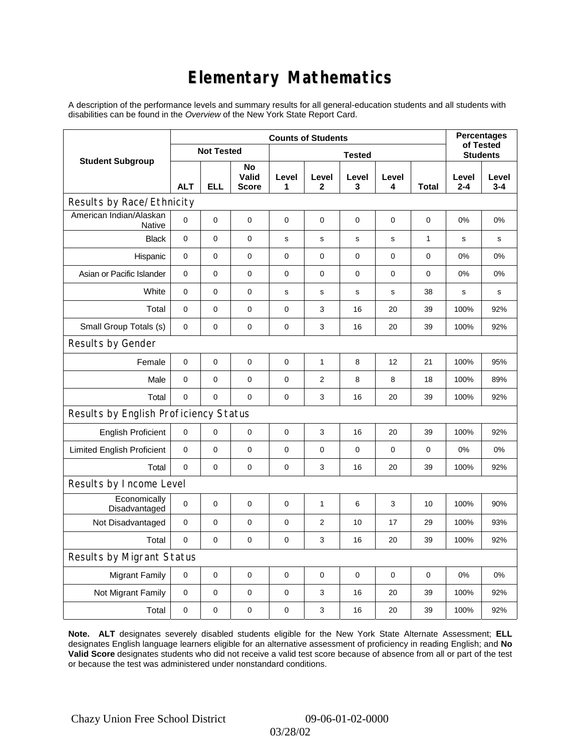# Elementary Mathematics

A description of the performance levels and summary results for all general-education students and all students with disabilities can be found in the *Overview* of the New York State Report Card.

| Student Subgroup | Counts of Students | | | | | | | | Percentages of Tested Students | |
|---|---|---|---|---|---|---|---|---|---|---|
| | Not Tested | | | Tested | | | | | | |
| | ALT | ELL | No Valid Score | Level 1 | Level 2 | Level 3 | Level 4 | Total | Level 2-4 | Level 3-4 |
| **Results by Race/Ethnicity** | | | | | | | | | | |
| American Indian/Alaskan Native | 0 | 0 | 0 | 0 | 0 | 0 | 0 | 0 | 0% | 0% |
| Black | 0 | 0 | 0 | s | s | s | s | 1 | s | s |
| Hispanic | 0 | 0 | 0 | 0 | 0 | 0 | 0 | 0 | 0% | 0% |
| Asian or Pacific Islander | 0 | 0 | 0 | 0 | 0 | 0 | 0 | 0 | 0% | 0% |
| White | 0 | 0 | 0 | s | s | s | s | 38 | s | s |
| Total | 0 | 0 | 0 | 0 | 3 | 16 | 20 | 39 | 100% | 92% |
| Small Group Totals (s) | 0 | 0 | 0 | 0 | 3 | 16 | 20 | 39 | 100% | 92% |
| **Results by Gender** | | | | | | | | | | |
| Female | 0 | 0 | 0 | 0 | 1 | 8 | 12 | 21 | 100% | 95% |
| Male | 0 | 0 | 0 | 0 | 2 | 8 | 8 | 18 | 100% | 89% |
| Total | 0 | 0 | 0 | 0 | 3 | 16 | 20 | 39 | 100% | 92% |
| **Results by English Proficiency Status** | | | | | | | | | | |
| English Proficient | 0 | 0 | 0 | 0 | 3 | 16 | 20 | 39 | 100% | 92% |
| Limited English Proficient | 0 | 0 | 0 | 0 | 0 | 0 | 0 | 0 | 0% | 0% |
| Total | 0 | 0 | 0 | 0 | 3 | 16 | 20 | 39 | 100% | 92% |
| **Results by Income Level** | | | | | | | | | | |
| Economically Disadvantaged | 0 | 0 | 0 | 0 | 1 | 6 | 3 | 10 | 100% | 90% |
| Not Disadvantaged | 0 | 0 | 0 | 0 | 2 | 10 | 17 | 29 | 100% | 93% |
| Total | 0 | 0 | 0 | 0 | 3 | 16 | 20 | 39 | 100% | 92% |
| **Results by Migrant Status** | | | | | | | | | | |
| Migrant Family | 0 | 0 | 0 | 0 | 0 | 0 | 0 | 0 | 0% | 0% |
| Not Migrant Family | 0 | 0 | 0 | 0 | 3 | 16 | 20 | 39 | 100% | 92% |
| Total | 0 | 0 | 0 | 0 | 3 | 16 | 20 | 39 | 100% | 92% |

**Note. ALT** designates severely disabled students eligible for the New York State Alternate Assessment; **ELL** designates English language learners eligible for an alternative assessment of proficiency in reading English; and **No Valid Score** designates students who did not receive a valid test score because of absence from all or part of the test or because the test was administered under nonstandard conditions.

Chazy Union Free School District 09-06-01-02-0000

03/28/02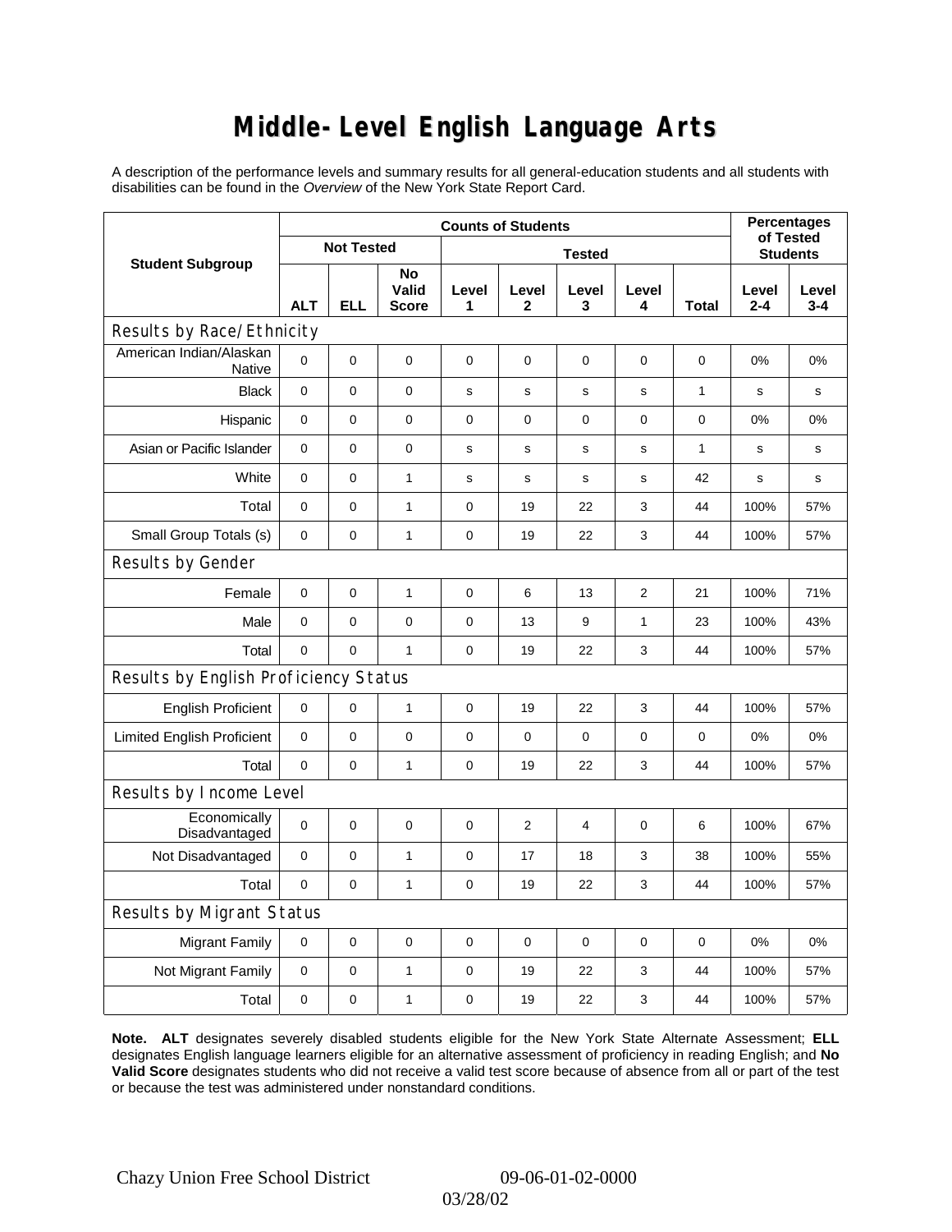# Middle-Level English Language Arts

A description of the performance levels and summary results for all general-education students and all students with disabilities can be found in the *Overview* of the New York State Report Card.

| Student Subgroup | Counts of Students | | | | | | | | Percentages of Tested Students | |
|---|---|---|---|---|---|---|---|---|---|---|
| | Not Tested | | | Tested | | | | | | |
| | ALT | ELL | No Valid Score | Level 1 | Level 2 | Level 3 | Level 4 | Total | Level 2-4 | Level 3-4 |
| **Results by Race/Ethnicity** | | | | | | | | | | |
| American Indian/Alaskan Native | 0 | 0 | 0 | 0 | 0 | 0 | 0 | 0 | 0% | 0% |
| Black | 0 | 0 | 0 | s | s | s | s | 1 | s | s |
| Hispanic | 0 | 0 | 0 | 0 | 0 | 0 | 0 | 0 | 0% | 0% |
| Asian or Pacific Islander | 0 | 0 | 0 | s | s | s | s | 1 | s | s |
| White | 0 | 0 | 1 | s | s | s | s | 42 | s | s |
| Total | 0 | 0 | 1 | 0 | 19 | 22 | 3 | 44 | 100% | 57% |
| Small Group Totals (s) | 0 | 0 | 1 | 0 | 19 | 22 | 3 | 44 | 100% | 57% |
| **Results by Gender** | | | | | | | | | | |
| Female | 0 | 0 | 1 | 0 | 6 | 13 | 2 | 21 | 100% | 71% |
| Male | 0 | 0 | 0 | 0 | 13 | 9 | 1 | 23 | 100% | 43% |
| Total | 0 | 0 | 1 | 0 | 19 | 22 | 3 | 44 | 100% | 57% |
| **Results by English Proficiency Status** | | | | | | | | | | |
| English Proficient | 0 | 0 | 1 | 0 | 19 | 22 | 3 | 44 | 100% | 57% |
| Limited English Proficient | 0 | 0 | 0 | 0 | 0 | 0 | 0 | 0 | 0% | 0% |
| Total | 0 | 0 | 1 | 0 | 19 | 22 | 3 | 44 | 100% | 57% |
| **Results by Income Level** | | | | | | | | | | |
| Economically Disadvantaged | 0 | 0 | 0 | 0 | 2 | 4 | 0 | 6 | 100% | 67% |
| Not Disadvantaged | 0 | 0 | 1 | 0 | 17 | 18 | 3 | 38 | 100% | 55% |
| Total | 0 | 0 | 1 | 0 | 19 | 22 | 3 | 44 | 100% | 57% |
| **Results by Migrant Status** | | | | | | | | | | |
| Migrant Family | 0 | 0 | 0 | 0 | 0 | 0 | 0 | 0 | 0% | 0% |
| Not Migrant Family | 0 | 0 | 1 | 0 | 19 | 22 | 3 | 44 | 100% | 57% |
| Total | 0 | 0 | 1 | 0 | 19 | 22 | 3 | 44 | 100% | 57% |

**Note. ALT** designates severely disabled students eligible for the New York State Alternate Assessment; **ELL** designates English language learners eligible for an alternative assessment of proficiency in reading English; and **No Valid Score** designates students who did not receive a valid test score because of absence from all or part of the test or because the test was administered under nonstandard conditions.

Chazy Union Free School District 09-06-01-02-0000

03/28/02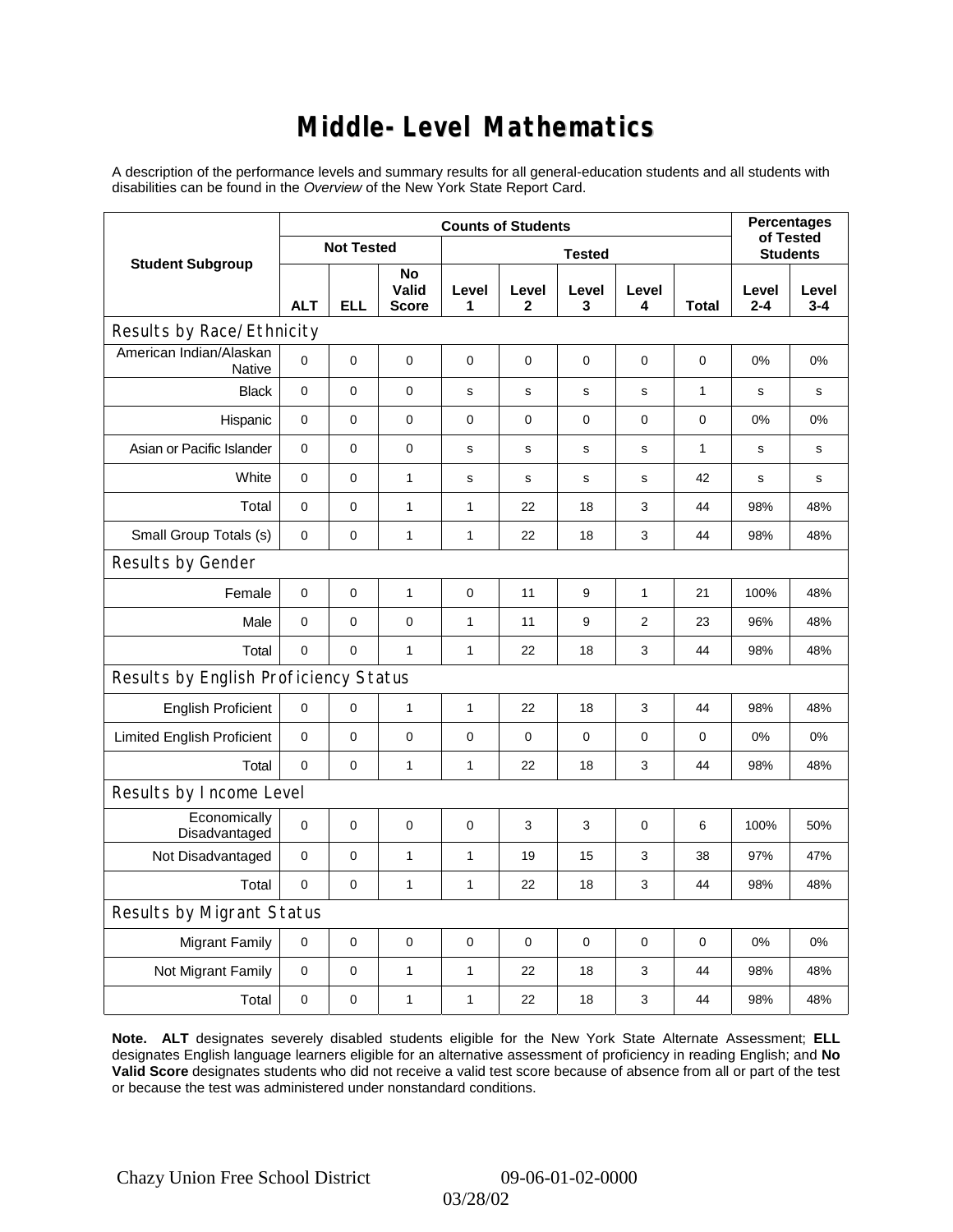# Middle-Level Mathematics

A description of the performance levels and summary results for all general-education students and all students with disabilities can be found in the *Overview* of the New York State Report Card.

| Student Subgroup | Counts of Students | | | | | | | | Percentages of Tested Students | |
|---|---|---|---|---|---|---|---|---|---|---|
| | Not Tested | | | Tested | | | | | | |
| | ALT | ELL | No Valid Score | Level 1 | Level 2 | Level 3 | Level 4 | Total | Level 2-4 | Level 3-4 |
| **Results by Race/Ethnicity** | | | | | | | | | | |
| American Indian/Alaskan Native | 0 | 0 | 0 | 0 | 0 | 0 | 0 | 0 | 0% | 0% |
| Black | 0 | 0 | 0 | s | s | s | s | 1 | s | s |
| Hispanic | 0 | 0 | 0 | 0 | 0 | 0 | 0 | 0 | 0% | 0% |
| Asian or Pacific Islander | 0 | 0 | 0 | s | s | s | s | 1 | s | s |
| White | 0 | 0 | 1 | s | s | s | s | 42 | s | s |
| Total | 0 | 0 | 1 | 1 | 22 | 18 | 3 | 44 | 98% | 48% |
| Small Group Totals (s) | 0 | 0 | 1 | 1 | 22 | 18 | 3 | 44 | 98% | 48% |
| **Results by Gender** | | | | | | | | | | |
| Female | 0 | 0 | 1 | 0 | 11 | 9 | 1 | 21 | 100% | 48% |
| Male | 0 | 0 | 0 | 1 | 11 | 9 | 2 | 23 | 96% | 48% |
| Total | 0 | 0 | 1 | 1 | 22 | 18 | 3 | 44 | 98% | 48% |
| **Results by English Proficiency Status** | | | | | | | | | | |
| English Proficient | 0 | 0 | 1 | 1 | 22 | 18 | 3 | 44 | 98% | 48% |
| Limited English Proficient | 0 | 0 | 0 | 0 | 0 | 0 | 0 | 0 | 0% | 0% |
| Total | 0 | 0 | 1 | 1 | 22 | 18 | 3 | 44 | 98% | 48% |
| **Results by Income Level** | | | | | | | | | | |
| Economically Disadvantaged | 0 | 0 | 0 | 0 | 3 | 3 | 0 | 6 | 100% | 50% |
| Not Disadvantaged | 0 | 0 | 1 | 1 | 19 | 15 | 3 | 38 | 97% | 47% |
| Total | 0 | 0 | 1 | 1 | 22 | 18 | 3 | 44 | 98% | 48% |
| **Results by Migrant Status** | | | | | | | | | | |
| Migrant Family | 0 | 0 | 0 | 0 | 0 | 0 | 0 | 0 | 0% | 0% |
| Not Migrant Family | 0 | 0 | 1 | 1 | 22 | 18 | 3 | 44 | 98% | 48% |
| Total | 0 | 0 | 1 | 1 | 22 | 18 | 3 | 44 | 98% | 48% |

**Note. ALT** designates severely disabled students eligible for the New York State Alternate Assessment; **ELL** designates English language learners eligible for an alternative assessment of proficiency in reading English; and **No Valid Score** designates students who did not receive a valid test score because of absence from all or part of the test or because the test was administered under nonstandard conditions.

Chazy Union Free School District 09-06-01-02-0000
03/28/02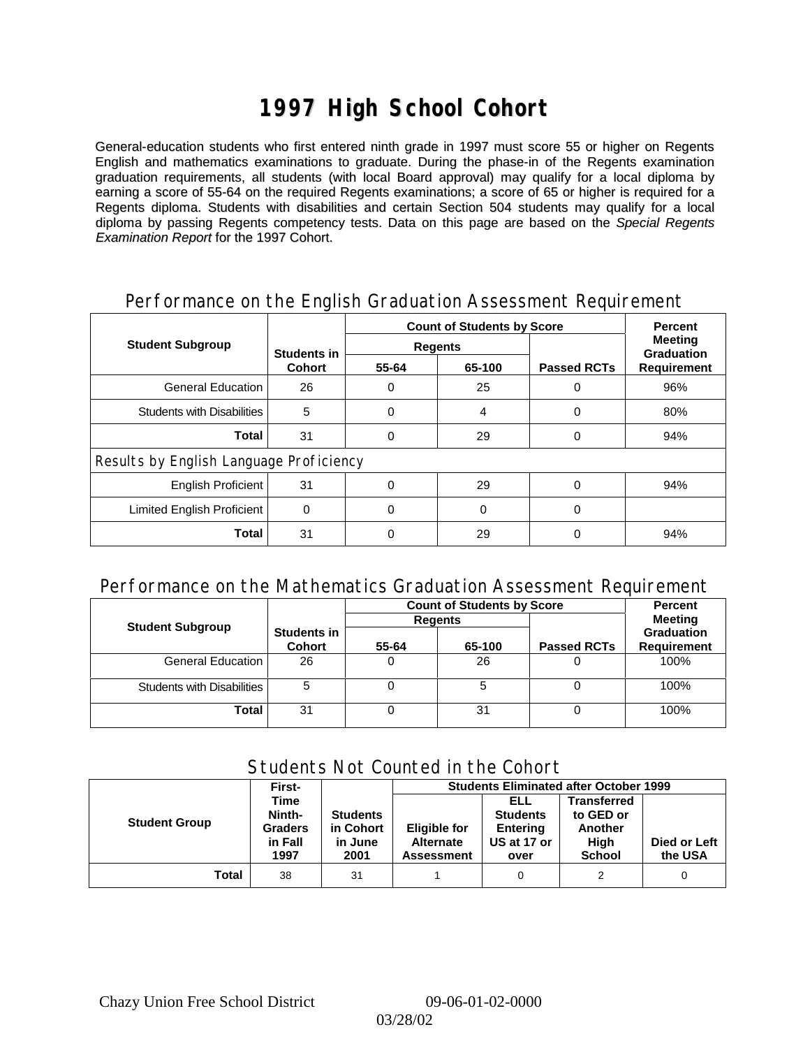# 1997 High School Cohort

General-education students who first entered ninth grade in 1997 must score 55 or higher on Regents English and mathematics examinations to graduate. During the phase-in of the Regents examination graduation requirements, all students (with local Board approval) may qualify for a local diploma by earning a score of 55-64 on the required Regents examinations; a score of 65 or higher is required for a Regents diploma. Students with disabilities and certain Section 504 students may qualify for a local diploma by passing Regents competency tests. Data on this page are based on the *Special Regents Examination Report* for the 1997 Cohort.

## Performance on the English Graduation Assessment Requirement

| Student Subgroup | Students in Cohort | Count of Students by Score | | | Percent Meeting Graduation Requirement |
|---|---|---|---|---|---|
| | | Regents 55-64 | Regents 65-100 | Passed RCTs | |
| General Education | 26 | 0 | 25 | 0 | 96% |
| Students with Disabilities | 5 | 0 | 4 | 0 | 80% |
| **Total** | 31 | 0 | 29 | 0 | 94% |
| Results by English Language Proficiency | | | | | |
| English Proficient | 31 | 0 | 29 | 0 | 94% |
| Limited English Proficient | 0 | 0 | 0 | 0 | |
| **Total** | 31 | 0 | 29 | 0 | 94% |

## Performance on the Mathematics Graduation Assessment Requirement

| Student Subgroup | Students in Cohort | Count of Students by Score | | | Percent Meeting Graduation Requirement |
|---|---|---|---|---|---|
| | | Regents 55-64 | Regents 65-100 | Passed RCTs | |
| General Education | 26 | 0 | 26 | 0 | 100% |
| Students with Disabilities | 5 | 0 | 5 | 0 | 100% |
| **Total** | 31 | 0 | 31 | 0 | 100% |

## Students Not Counted in the Cohort

| Student Group | First-Time Ninth-Graders in Fall 1997 | Students in Cohort in June 2001 | Students Eliminated after October 1999 | | | |
|---|---|---|---|---|---|---|
| | | | Eligible for Alternate Assessment | ELL Students Entering US at 17 or over | Transferred to GED or Another High School | Died or Left the USA |
| **Total** | 38 | 31 | 1 | 0 | 2 | 0 |

Chazy Union Free School District 09-06-01-02-0000

03/28/02